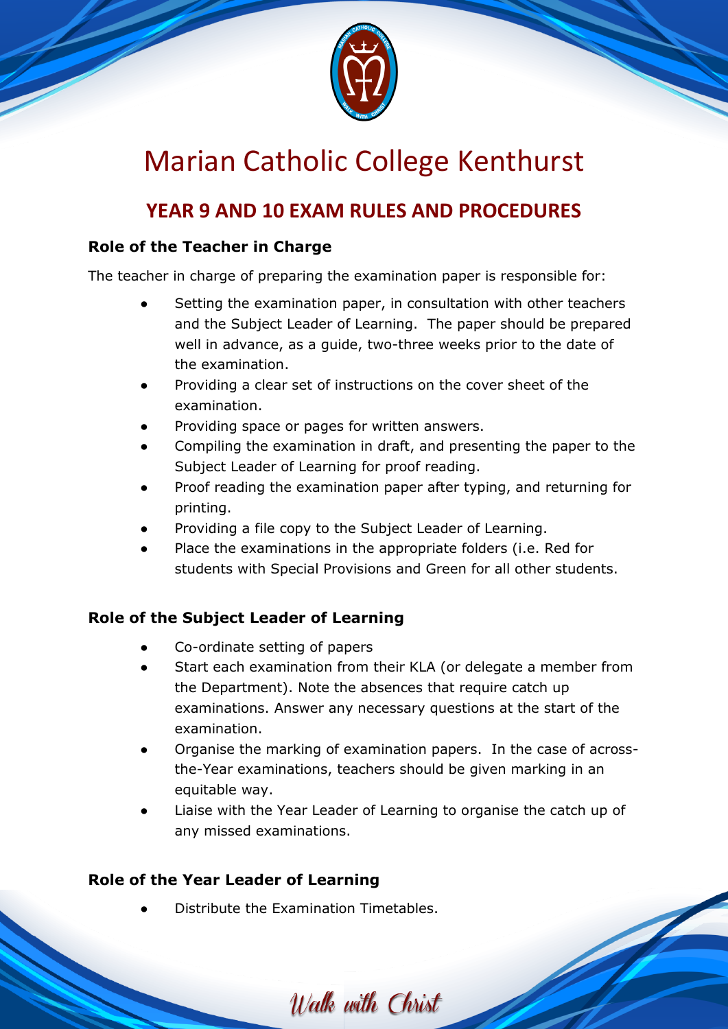# Marian Catholic College Kenthurst

## YEAR 9 AND 10 EXAM RULES AND PROCEDURES

### Role of the Teacher in Charge

The teacher in charge of preparing the examination paper is responsible for:

- Setting the examination paper, in consultation with other teachers and the Subject Leader of Learning. The paper should be prepared well in advance, as a guide, two-three weeks prior to the date of the examination.
- Providing a clear set of instructions on the cover sheet of the examination.
- Providing space or pages for written answers.
- Compiling the examination in draft, and presenting the paper to the Subject Leader of Learning for proof reading.
- Proof reading the examination paper after typing, and returning for printing.
- Providing a file copy to the Subject Leader of Learning.
- Place the examinations in the appropriate folders (i.e. Red for students with Special Provisions and Green for all other students.

### Role of the Subject Leader of Learning

- Co-ordinate setting of papers
- Start each examination from their KLA (or delegate a member from the Department). Note the absences that require catch up examinations. Answer any necessary questions at the start of the examination.
- Organise the marking of examination papers. In the case of across-the-Year examinations, teachers should be given marking in an equitable way.
- Liaise with the Year Leader of Learning to organise the catch up of any missed examinations.

### Role of the Year Leader of Learning

- Distribute the Examination Timetables.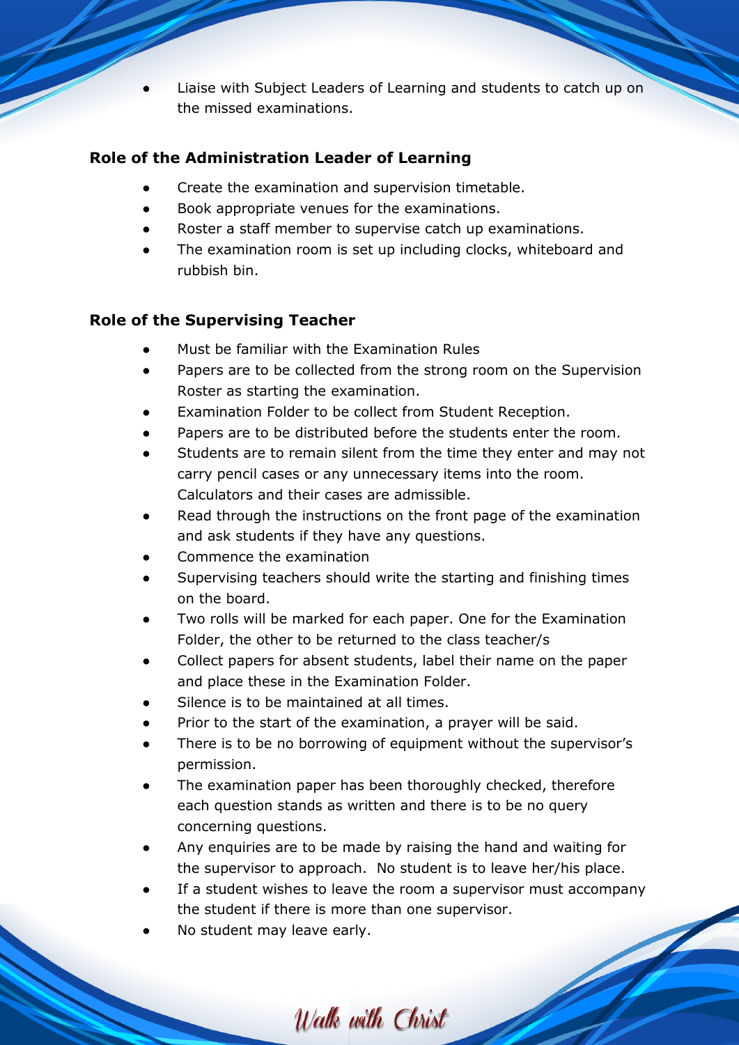- Liaise with Subject Leaders of Learning and students to catch up on the missed examinations.

### Role of the Administration Leader of Learning

- Create the examination and supervision timetable.
- Book appropriate venues for the examinations.
- Roster a staff member to supervise catch up examinations.
- The examination room is set up including clocks, whiteboard and rubbish bin.

### Role of the Supervising Teacher

- Must be familiar with the Examination Rules
- Papers are to be collected from the strong room on the Supervision Roster as starting the examination.
- Examination Folder to be collect from Student Reception.
- Papers are to be distributed before the students enter the room.
- Students are to remain silent from the time they enter and may not carry pencil cases or any unnecessary items into the room. Calculators and their cases are admissible.
- Read through the instructions on the front page of the examination and ask students if they have any questions.
- Commence the examination
- Supervising teachers should write the starting and finishing times on the board.
- Two rolls will be marked for each paper. One for the Examination Folder, the other to be returned to the class teacher/s
- Collect papers for absent students, label their name on the paper and place these in the Examination Folder.
- Silence is to be maintained at all times.
- Prior to the start of the examination, a prayer will be said.
- There is to be no borrowing of equipment without the supervisor's permission.
- The examination paper has been thoroughly checked, therefore each question stands as written and there is to be no query concerning questions.
- Any enquiries are to be made by raising the hand and waiting for the supervisor to approach. No student is to leave her/his place.
- If a student wishes to leave the room a supervisor must accompany the student if there is more than one supervisor.
- No student may leave early.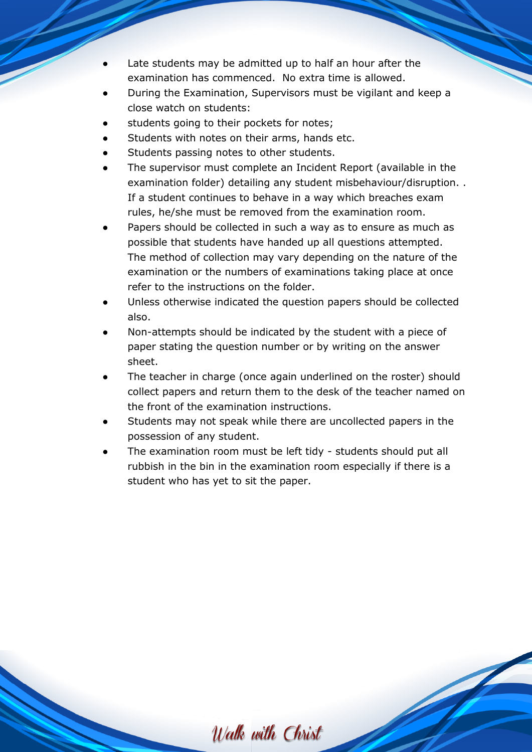- Late students may be admitted up to half an hour after the examination has commenced.  No extra time is allowed.
- During the Examination, Supervisors must be vigilant and keep a close watch on students:
- students going to their pockets for notes;
- Students with notes on their arms, hands etc.
- Students passing notes to other students.
- The supervisor must complete an Incident Report (available in the examination folder) detailing any student misbehaviour/disruption. . If a student continues to behave in a way which breaches exam rules, he/she must be removed from the examination room.
- Papers should be collected in such a way as to ensure as much as possible that students have handed up all questions attempted. The method of collection may vary depending on the nature of the examination or the numbers of examinations taking place at once refer to the instructions on the folder.
- Unless otherwise indicated the question papers should be collected also.
- Non-attempts should be indicated by the student with a piece of paper stating the question number or by writing on the answer sheet.
- The teacher in charge (once again underlined on the roster) should collect papers and return them to the desk of the teacher named on the front of the examination instructions.
- Students may not speak while there are uncollected papers in the possession of any student.
- The examination room must be left tidy - students should put all rubbish in the bin in the examination room especially if there is a student who has yet to sit the paper.